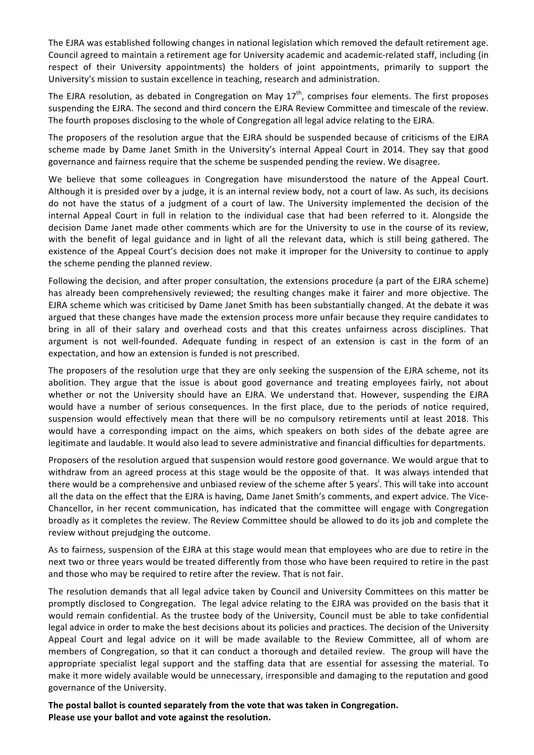The EJRA was established following changes in national legislation which removed the default retirement age. Council agreed to maintain a retirement age for University academic and academic-related staff, including (in respect of their University appointments) the holders of joint appointments, primarily to support the University's mission to sustain excellence in teaching, research and administration.

The EJRA resolution, as debated in Congregation on May 17th, comprises four elements. The first proposes suspending the EJRA. The second and third concern the EJRA Review Committee and timescale of the review. The fourth proposes disclosing to the whole of Congregation all legal advice relating to the EJRA.

The proposers of the resolution argue that the EJRA should be suspended because of criticisms of the EJRA scheme made by Dame Janet Smith in the University's internal Appeal Court in 2014. They say that good governance and fairness require that the scheme be suspended pending the review. We disagree.

We believe that some colleagues in Congregation have misunderstood the nature of the Appeal Court. Although it is presided over by a judge, it is an internal review body, not a court of law. As such, its decisions do not have the status of a judgment of a court of law. The University implemented the decision of the internal Appeal Court in full in relation to the individual case that had been referred to it. Alongside the decision Dame Janet made other comments which are for the University to use in the course of its review, with the benefit of legal guidance and in light of all the relevant data, which is still being gathered. The existence of the Appeal Court's decision does not make it improper for the University to continue to apply the scheme pending the planned review.

Following the decision, and after proper consultation, the extensions procedure (a part of the EJRA scheme) has already been comprehensively reviewed; the resulting changes make it fairer and more objective. The EJRA scheme which was criticised by Dame Janet Smith has been substantially changed. At the debate it was argued that these changes have made the extension process more unfair because they require candidates to bring in all of their salary and overhead costs and that this creates unfairness across disciplines. That argument is not well-founded. Adequate funding in respect of an extension is cast in the form of an expectation, and how an extension is funded is not prescribed.

The proposers of the resolution urge that they are only seeking the suspension of the EJRA scheme, not its abolition. They argue that the issue is about good governance and treating employees fairly, not about whether or not the University should have an EJRA. We understand that. However, suspending the EJRA would have a number of serious consequences. In the first place, due to the periods of notice required, suspension would effectively mean that there will be no compulsory retirements until at least 2018. This would have a corresponding impact on the aims, which speakers on both sides of the debate agree are legitimate and laudable. It would also lead to severe administrative and financial difficulties for departments.

Proposers of the resolution argued that suspension would restore good governance. We would argue that to withdraw from an agreed process at this stage would be the opposite of that. It was always intended that there would be a comprehensive and unbiased review of the scheme after 5 years[i]. This will take into account all the data on the effect that the EJRA is having, Dame Janet Smith's comments, and expert advice. The Vice-Chancellor, in her recent communication, has indicated that the committee will engage with Congregation broadly as it completes the review. The Review Committee should be allowed to do its job and complete the review without prejudging the outcome.

As to fairness, suspension of the EJRA at this stage would mean that employees who are due to retire in the next two or three years would be treated differently from those who have been required to retire in the past and those who may be required to retire after the review. That is not fair.

The resolution demands that all legal advice taken by Council and University Committees on this matter be promptly disclosed to Congregation. The legal advice relating to the EJRA was provided on the basis that it would remain confidential. As the trustee body of the University, Council must be able to take confidential legal advice in order to make the best decisions about its policies and practices. The decision of the University Appeal Court and legal advice on it will be made available to the Review Committee, all of whom are members of Congregation, so that it can conduct a thorough and detailed review. The group will have the appropriate specialist legal support and the staffing data that are essential for assessing the material. To make it more widely available would be unnecessary, irresponsible and damaging to the reputation and good governance of the University.

**The postal ballot is counted separately from the vote that was taken in Congregation.**
**Please use your ballot and vote against the resolution.**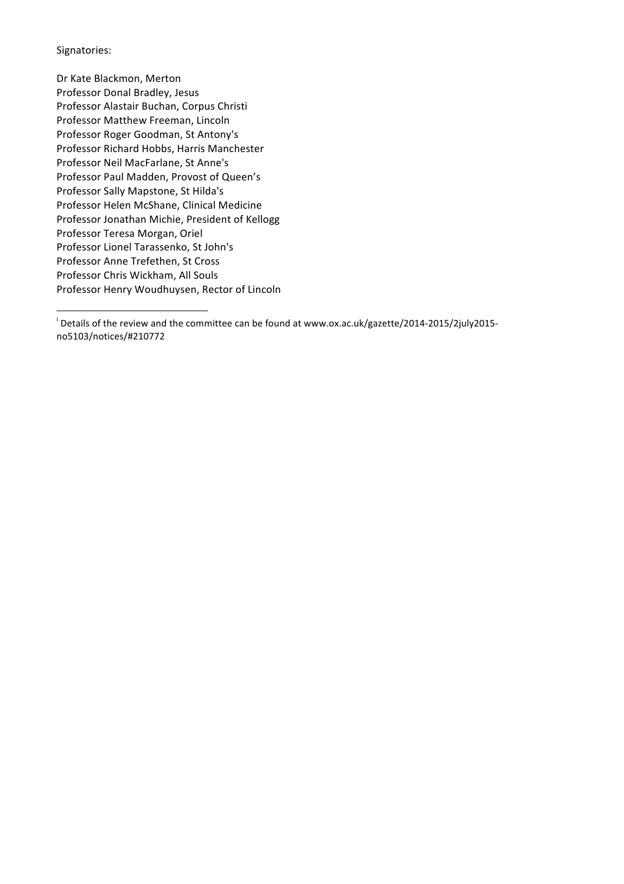Signatories:

Dr Kate Blackmon, Merton
Professor Donal Bradley, Jesus
Professor Alastair Buchan, Corpus Christi
Professor Matthew Freeman, Lincoln
Professor Roger Goodman, St Antony's
Professor Richard Hobbs, Harris Manchester
Professor Neil MacFarlane, St Anne's
Professor Paul Madden, Provost of Queen's
Professor Sally Mapstone, St Hilda's
Professor Helen McShane, Clinical Medicine
Professor Jonathan Michie, President of Kellogg
Professor Teresa Morgan, Oriel
Professor Lionel Tarassenko, St John's
Professor Anne Trefethen, St Cross
Professor Chris Wickham, All Souls
Professor Henry Woudhuysen, Rector of Lincoln

---

[i] Details of the review and the committee can be found at www.ox.ac.uk/gazette/2014-2015/2july2015-no5103/notices/#210772